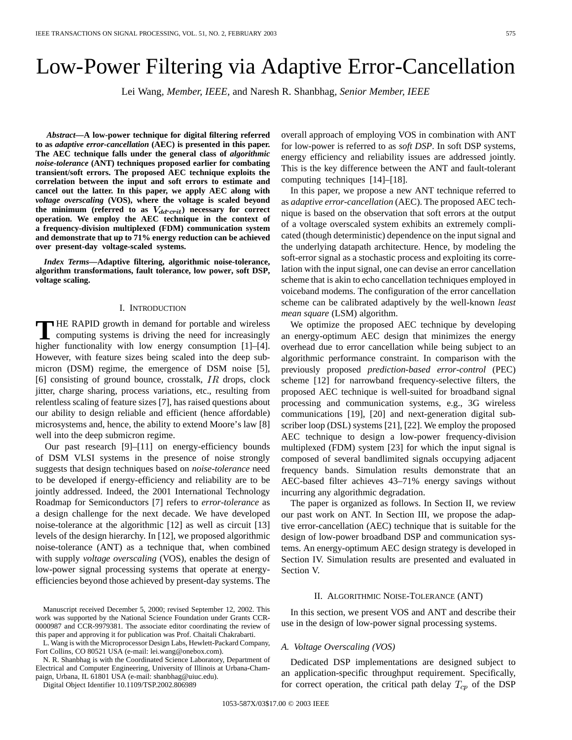# Low-Power Filtering via Adaptive Error-Cancellation

Lei Wang, *Member, IEEE,* and Naresh R. Shanbhag, *Senior Member, IEEE*

***Abstract*—A low-power technique for digital filtering referred to as *adaptive error-cancellation* (AEC) is presented in this paper. The AEC technique falls under the general class of *algorithmic noise-tolerance* (ANT) techniques proposed earlier for combating transient/soft errors. The proposed AEC technique exploits the correlation between the input and soft errors to estimate and cancel out the latter. In this paper, we apply AEC along with *voltage overscaling* (VOS), where the voltage is scaled beyond the minimum (referred to as $V_{dd\text{-}crit}$) necessary for correct operation. We employ the AEC technique in the context of a frequency-division multiplexed (FDM) communication system and demonstrate that up to 71% energy reduction can be achieved over present-day voltage-scaled systems.**

***Index Terms*—Adaptive filtering, algorithmic noise-tolerance, algorithm transformations, fault tolerance, low power, soft DSP, voltage scaling.**

## I. Introduction

The rapid growth in demand for portable and wireless computing systems is driving the need for increasingly higher functionality with low energy consumption [1]–[4]. However, with feature sizes being scaled into the deep submicron (DSM) regime, the emergence of DSM noise [5], [6] consisting of ground bounce, crosstalk, $IR$ drops, clock jitter, charge sharing, process variations, etc., resulting from relentless scaling of feature sizes [7], has raised questions about our ability to design reliable and efficient (hence affordable) microsystems and, hence, the ability to extend Moore's law [8] well into the deep submicron regime.

Our past research [9]–[11] on energy-efficiency bounds of DSM VLSI systems in the presence of noise strongly suggests that design techniques based on *noise-tolerance* need to be developed if energy-efficiency and reliability are to be jointly addressed. Indeed, the 2001 International Technology Roadmap for Semiconductors [7] refers to *error-tolerance* as a design challenge for the next decade. We have developed noise-tolerance at the algorithmic [12] as well as circuit [13] levels of the design hierarchy. In [12], we proposed algorithmic noise-tolerance (ANT) as a technique that, when combined with supply *voltage overscaling* (VOS), enables the design of low-power signal processing systems that operate at energy-efficiencies beyond those achieved by present-day systems. The overall approach of employing VOS in combination with ANT for low-power is referred to as *soft DSP*. In soft DSP systems, energy efficiency and reliability issues are addressed jointly. This is the key difference between the ANT and fault-tolerant computing techniques [14]–[18].

In this paper, we propose a new ANT technique referred to as *adaptive error-cancellation* (AEC). The proposed AEC technique is based on the observation that soft errors at the output of a voltage overscaled system exhibits an extremely complicated (though deterministic) dependence on the input signal and the underlying datapath architecture. Hence, by modeling the soft-error signal as a stochastic process and exploiting its correlation with the input signal, one can devise an error cancellation scheme that is akin to echo cancellation techniques employed in voiceband modems. The configuration of the error cancellation scheme can be calibrated adaptively by the well-known *least mean square* (LSM) algorithm.

We optimize the proposed AEC technique by developing an energy-optimum AEC design that minimizes the energy overhead due to error cancellation while being subject to an algorithmic performance constraint. In comparison with the previously proposed *prediction-based error-control* (PEC) scheme [12] for narrowband frequency-selective filters, the proposed AEC technique is well-suited for broadband signal processing and communication systems, e.g., 3G wireless communications [19], [20] and next-generation digital subscriber loop (DSL) systems [21], [22]. We employ the proposed AEC technique to design a low-power frequency-division multiplexed (FDM) system [23] for which the input signal is composed of several bandlimited signals occupying adjacent frequency bands. Simulation results demonstrate that an AEC-based filter achieves 43–71% energy savings without incurring any algorithmic degradation.

The paper is organized as follows. In Section II, we review our past work on ANT. In Section III, we propose the adaptive error-cancellation (AEC) technique that is suitable for the design of low-power broadband DSP and communication systems. An energy-optimum AEC design strategy is developed in Section IV. Simulation results are presented and evaluated in Section V.

## II. Algorithmic Noise-Tolerance (ANT)

In this section, we present VOS and ANT and describe their use in the design of low-power signal processing systems.

### A. Voltage Overscaling (VOS)

Dedicated DSP implementations are designed subject to an application-specific throughput requirement. Specifically, for correct operation, the critical path delay $T_{cp}$ of the DSP

---

Manuscript received December 5, 2000; revised September 12, 2002. This work was supported by the National Science Foundation under Grants CCR-0000987 and CCR-9979381. The associate editor coordinating the review of this paper and approving it for publication was Prof. Chaitali Chakrabarti.

L. Wang is with the Microprocessor Design Labs, Hewlett-Packard Company, Fort Collins, CO 80521 USA (e-mail: lei.wang@onebox.com).

N. R. Shanbhag is with the Coordinated Science Laboratory, Department of Electrical and Computer Engineering, University of Illinois at Urbana-Champaign, Urbana, IL 61801 USA (e-mail: shanbhag@uiuc.edu).

Digital Object Identifier 10.1109/TSP.2002.806989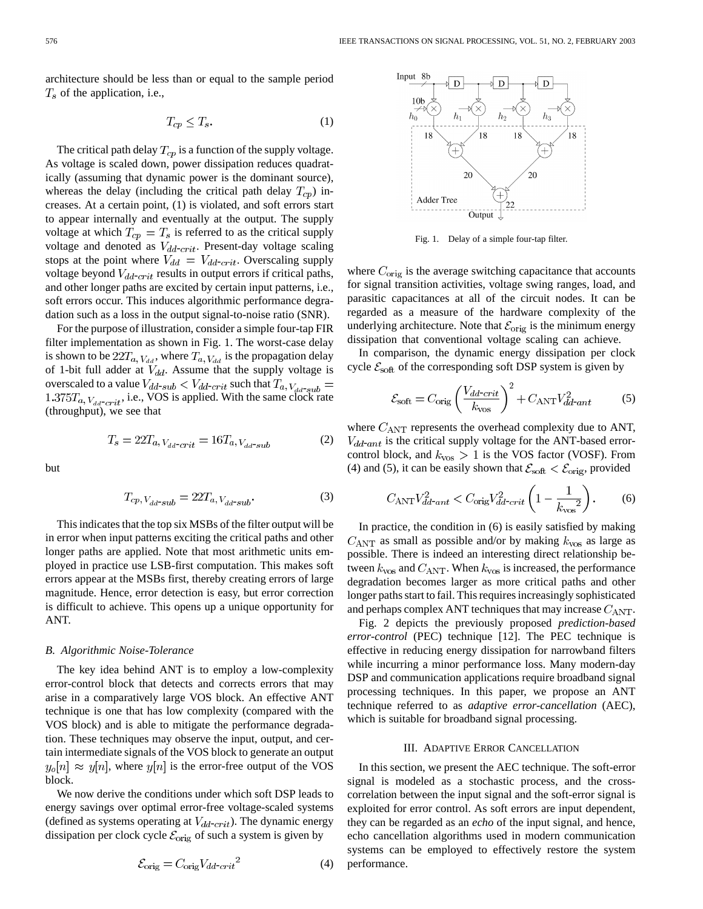architecture should be less than or equal to the sample period $T_s$ of the application, i.e.,

$$T_{cp} \leq T_s. \tag{1}$$

The critical path delay $T_{cp}$ is a function of the supply voltage. As voltage is scaled down, power dissipation reduces quadratically (assuming that dynamic power is the dominant source), whereas the delay (including the critical path delay $T_{cp}$) increases. At a certain point, (1) is violated, and soft errors start to appear internally and eventually at the output. The supply voltage at which $T_{cp} = T_s$ is referred to as the critical supply voltage and denoted as $V_{dd\text{-}crit}$. Present-day voltage scaling stops at the point where $V_{dd} = V_{dd\text{-}crit}$. Overscaling supply voltage beyond $V_{dd\text{-}crit}$ results in output errors if critical paths, and other longer paths are excited by certain input patterns, i.e., soft errors occur. This induces algorithmic performance degradation such as a loss in the output signal-to-noise ratio (SNR).

For the purpose of illustration, consider a simple four-tap FIR filter implementation as shown in Fig. 1. The worst-case delay is shown to be $22T_{a,V_{dd}}$, where $T_{a,V_{dd}}$ is the propagation delay of 1-bit full adder at $V_{dd}$. Assume that the supply voltage is overscaled to a value $V_{dd\text{-}sub} < V_{dd\text{-}crit}$ such that $T_{a,V_{dd\text{-}sub}} = 1.375T_{a,V_{dd\text{-}crit}}$, i.e., VOS is applied. With the same clock rate (throughput), we see that

$$T_s = 22T_{a,V_{dd\text{-}crit}} = 16T_{a,V_{dd\text{-}sub}} \tag{2}$$

but

$$T_{cp,V_{dd\text{-}sub}} = 22T_{a,V_{dd\text{-}sub}}. \tag{3}$$

This indicates that the top six MSBs of the filter output will be in error when input patterns exciting the critical paths and other longer paths are applied. Note that most arithmetic units employed in practice use LSB-first computation. This makes soft errors appear at the MSBs first, thereby creating errors of large magnitude. Hence, error detection is easy, but error correction is difficult to achieve. This opens up a unique opportunity for ANT.

Fig. 1. Delay of a simple four-tap filter.

### B. Algorithmic Noise-Tolerance

The key idea behind ANT is to employ a low-complexity error-control block that detects and corrects errors that may arise in a comparatively large VOS block. An effective ANT technique is one that has low complexity (compared with the VOS block) and is able to mitigate the performance degradation. These techniques may observe the input, output, and certain intermediate signals of the VOS block to generate an output $y_o[n] \approx y[n]$, where $y[n]$ is the error-free output of the VOS block.

We now derive the conditions under which soft DSP leads to energy savings over optimal error-free voltage-scaled systems (defined as systems operating at $V_{dd\text{-}crit}$). The dynamic energy dissipation per clock cycle $\mathcal{E}_{\text{orig}}$ of such a system is given by

$$\mathcal{E}_{\text{orig}} = C_{\text{orig}} {V_{dd\text{-}crit}}^2 \tag{4}$$

where $C_{\text{orig}}$ is the average switching capacitance that accounts for signal transition activities, voltage swing ranges, load, and parasitic capacitances at all of the circuit nodes. It can be regarded as a measure of the hardware complexity of the underlying architecture. Note that $\mathcal{E}_{\text{orig}}$ is the minimum energy dissipation that conventional voltage scaling can achieve.

In comparison, the dynamic energy dissipation per clock cycle $\mathcal{E}_{\text{soft}}$ of the corresponding soft DSP system is given by

$$\mathcal{E}_{\text{soft}} = C_{\text{orig}} \left( \frac{V_{dd\text{-}crit}}{k_{\text{vos}}} \right)^2 + C_{\text{ANT}} V_{dd\text{-}ant}^2 \tag{5}$$

where $C_{\text{ANT}}$ represents the overhead complexity due to ANT, $V_{dd\text{-}ant}$ is the critical supply voltage for the ANT-based error-control block, and $k_{\text{vos}} > 1$ is the VOS factor (VOSF). From (4) and (5), it can be easily shown that $\mathcal{E}_{\text{soft}} < \mathcal{E}_{\text{orig}}$, provided

$$C_{\text{ANT}} V_{dd\text{-}ant}^2 < C_{\text{orig}} V_{dd\text{-}crit}^2 \left( 1 - \frac{1}{{k_{\text{vos}}}^2} \right). \tag{6}$$

In practice, the condition in (6) is easily satisfied by making $C_{\text{ANT}}$ as small as possible and/or by making $k_{\text{vos}}$ as large as possible. There is indeed an interesting direct relationship between $k_{\text{vos}}$ and $C_{\text{ANT}}$. When $k_{\text{vos}}$ is increased, the performance degradation becomes larger as more critical paths and other longer paths start to fail. This requires increasingly sophisticated and perhaps complex ANT techniques that may increase $C_{\text{ANT}}$.

Fig. 2 depicts the previously proposed *prediction-based error-control* (PEC) technique [12]. The PEC technique is effective in reducing energy dissipation for narrowband filters while incurring a minor performance loss. Many modern-day DSP and communication applications require broadband signal processing techniques. In this paper, we propose an ANT technique referred to as *adaptive error-cancellation* (AEC), which is suitable for broadband signal processing.

## III. Adaptive Error Cancellation

In this section, we present the AEC technique. The soft-error signal is modeled as a stochastic process, and the cross-correlation between the input signal and the soft-error signal is exploited for error control. As soft errors are input dependent, they can be regarded as an *echo* of the input signal, and hence, echo cancellation algorithms used in modern communication systems can be employed to effectively restore the system performance.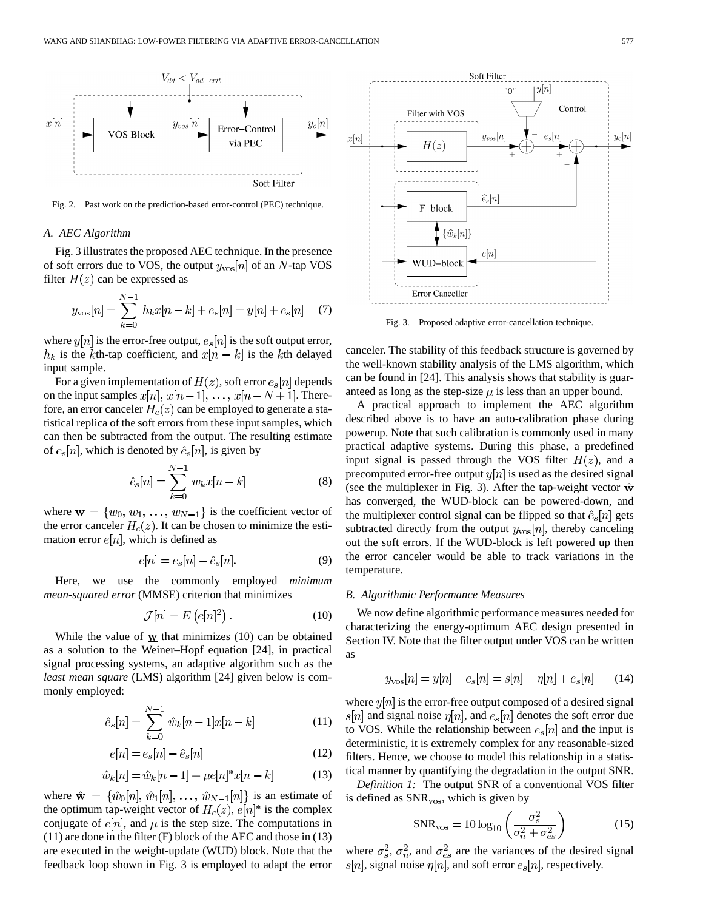Fig. 2. Past work on the prediction-based error-control (PEC) technique.

### A. AEC Algorithm

Fig. 3 illustrates the proposed AEC technique. In the presence of soft errors due to VOS, the output $y_{\rm vos}[n]$ of an $N$-tap VOS filter $H(z)$ can be expressed as

$$y_{\rm vos}[n] = \sum_{k=0}^{N-1} h_k x[n-k] + e_s[n] = y[n] + e_s[n] \quad (7)$$

where $y[n]$ is the error-free output, $e_s[n]$ is the soft output error, $h_k$ is the $k$th-tap coefficient, and $x[n-k]$ is the $k$th delayed input sample.

For a given implementation of $H(z)$, soft error $e_s[n]$ depends on the input samples $x[n], x[n-1], \ldots, x[n-N+1]$. Therefore, an error canceler $H_c(z)$ can be employed to generate a statistical replica of the soft errors from these input samples, which can then be subtracted from the output. The resulting estimate of $e_s[n]$, which is denoted by $\hat{e}_s[n]$, is given by

$$\hat{e}_s[n] = \sum_{k=0}^{N-1} w_k x[n-k] \quad (8)$$

where $\underline{\mathbf{w}} = \{w_0, w_1, \ldots, w_{N-1}\}$ is the coefficient vector of the error canceler $H_c(z)$. It can be chosen to minimize the estimation error $e[n]$, which is defined as

$$e[n] = e_s[n] - \hat{e}_s[n]. \quad (9)$$

Here, we use the commonly employed *minimum mean-squared error* (MMSE) criterion that minimizes

$$\mathcal{J}[n] = E\left(e[n]^2\right). \quad (10)$$

While the value of $\underline{\mathbf{w}}$ that minimizes (10) can be obtained as a solution to the Weiner–Hopf equation [24], in practical signal processing systems, an adaptive algorithm such as the *least mean square* (LMS) algorithm [24] given below is commonly employed:

$$\hat{e}_s[n] = \sum_{k=0}^{N-1} \hat{w}_k[n-1] x[n-k] \quad (11)$$

$$e[n] = e_s[n] - \hat{e}_s[n] \quad (12)$$

$$\hat{w}_k[n] = \hat{w}_k[n-1] + \mu e[n]^* x[n-k] \quad (13)$$

where $\hat{\underline{\mathbf{w}}} = \{\hat{w}_0[n], \hat{w}_1[n], \ldots, \hat{w}_{N-1}[n]\}$ is an estimate of the optimum tap-weight vector of $H_c(z)$, $e[n]^*$ is the complex conjugate of $e[n]$, and $\mu$ is the step size. The computations in (11) are done in the filter (F) block of the AEC and those in (13) are executed in the weight-update (WUD) block. Note that the feedback loop shown in Fig. 3 is employed to adapt the error canceler. The stability of this feedback structure is governed by the well-known stability analysis of the LMS algorithm, which can be found in [24]. This analysis shows that stability is guaranteed as long as the step-size $\mu$ is less than an upper bound.

Fig. 3. Proposed adaptive error-cancellation technique.

A practical approach to implement the AEC algorithm described above is to have an auto-calibration phase during powerup. Note that such calibration is commonly used in many practical adaptive systems. During this phase, a predefined input signal is passed through the VOS filter $H(z)$, and a precomputed error-free output $y[n]$ is used as the desired signal (see the multiplexer in Fig. 3). After the tap-weight vector $\hat{\underline{\mathbf{w}}}$ has converged, the WUD-block can be powered-down, and the multiplexer control signal can be flipped so that $\hat{e}_s[n]$ gets subtracted directly from the output $y_{\rm vos}[n]$, thereby canceling out the soft errors. If the WUD-block is left powered up then the error canceler would be able to track variations in the temperature.

### B. Algorithmic Performance Measures

We now define algorithmic performance measures needed for characterizing the energy-optimum AEC design presented in Section IV. Note that the filter output under VOS can be written as

$$y_{\rm vos}[n] = y[n] + e_s[n] = s[n] + \eta[n] + e_s[n] \quad (14)$$

where $y[n]$ is the error-free output composed of a desired signal $s[n]$ and signal noise $\eta[n]$, and $e_s[n]$ denotes the soft error due to VOS. While the relationship between $e_s[n]$ and the input is deterministic, it is extremely complex for any reasonable-sized filters. Hence, we choose to model this relationship in a statistical manner by quantifying the degradation in the output SNR.

*Definition 1:* The output SNR of a conventional VOS filter is defined as $\text{SNR}_{\rm vos}$, which is given by

$$\text{SNR}_{\rm vos} = 10 \log_{10} \left( \frac{\sigma_s^2}{\sigma_n^2 + \sigma_{es}^2} \right) \quad (15)$$

where $\sigma_s^2$, $\sigma_n^2$, and $\sigma_{es}^2$ are the variances of the desired signal $s[n]$, signal noise $\eta[n]$, and soft error $e_s[n]$, respectively.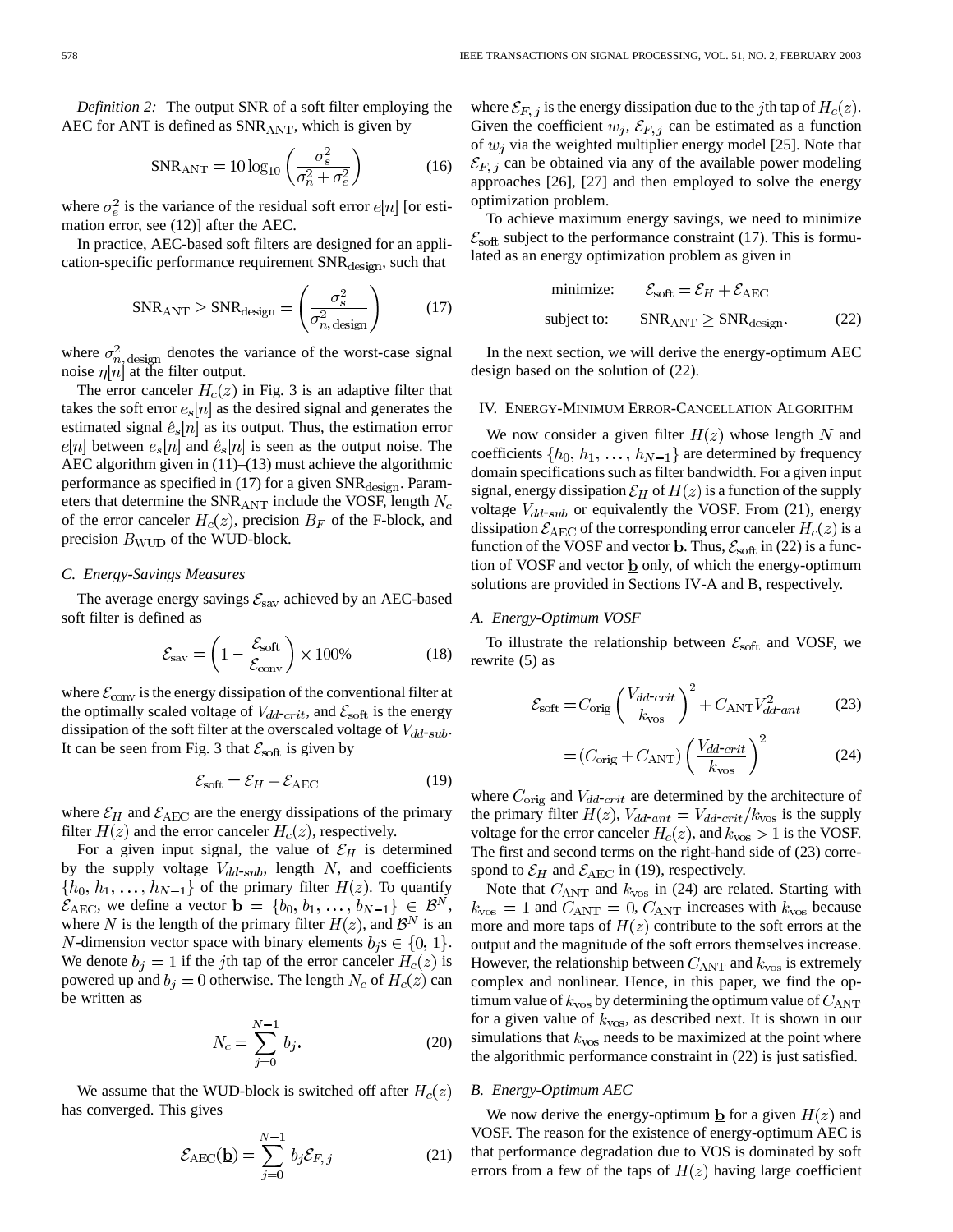*Definition 2:* The output SNR of a soft filter employing the AEC for ANT is defined as $\mathrm{SNR}_{\mathrm{ANT}}$, which is given by

$$\mathrm{SNR}_{\mathrm{ANT}} = 10 \log_{10} \left( \frac{\sigma_s^2}{\sigma_n^2 + \sigma_e^2} \right) \tag{16}$$

where $\sigma_e^2$ is the variance of the residual soft error $e[n]$ [or estimation error, see (12)] after the AEC.

In practice, AEC-based soft filters are designed for an application-specific performance requirement $\mathrm{SNR}_{\mathrm{design}}$, such that

$$\mathrm{SNR}_{\mathrm{ANT}} \geq \mathrm{SNR}_{\mathrm{design}} = \left( \frac{\sigma_s^2}{\sigma_{n,\mathrm{design}}^2} \right) \tag{17}$$

where $\sigma_{n,\mathrm{design}}^2$ denotes the variance of the worst-case signal noise $\eta[n]$ at the filter output.

The error canceler $H_c(z)$ in Fig. 3 is an adaptive filter that takes the soft error $e_s[n]$ as the desired signal and generates the estimated signal $\hat{e}_s[n]$ as its output. Thus, the estimation error $e[n]$ between $e_s[n]$ and $\hat{e}_s[n]$ is seen as the output noise. The AEC algorithm given in (11)–(13) must achieve the algorithmic performance as specified in (17) for a given $\mathrm{SNR}_{\mathrm{design}}$. Parameters that determine the $\mathrm{SNR}_{\mathrm{ANT}}$ include the VOSF, length $N_c$ of the error canceler $H_c(z)$, precision $B_F$ of the F-block, and precision $B_{\mathrm{WUD}}$ of the WUD-block.

### C. Energy-Savings Measures

The average energy savings $\mathcal{E}_{\mathrm{sav}}$ achieved by an AEC-based soft filter is defined as

$$\mathcal{E}_{\mathrm{sav}} = \left( 1 - \frac{\mathcal{E}_{\mathrm{soft}}}{\mathcal{E}_{\mathrm{conv}}} \right) \times 100\% \tag{18}$$

where $\mathcal{E}_{\mathrm{conv}}$ is the energy dissipation of the conventional filter at the optimally scaled voltage of $V_{dd\text{-}crit}$, and $\mathcal{E}_{\mathrm{soft}}$ is the energy dissipation of the soft filter at the overscaled voltage of $V_{dd\text{-}sub}$. It can be seen from Fig. 3 that $\mathcal{E}_{\mathrm{soft}}$ is given by

$$\mathcal{E}_{\mathrm{soft}} = \mathcal{E}_H + \mathcal{E}_{\mathrm{AEC}} \tag{19}$$

where $\mathcal{E}_H$ and $\mathcal{E}_{\mathrm{AEC}}$ are the energy dissipations of the primary filter $H(z)$ and the error canceler $H_c(z)$, respectively.

For a given input signal, the value of $\mathcal{E}_H$ is determined by the supply voltage $V_{dd\text{-}sub}$, length $N$, and coefficients $\{h_0, h_1, \ldots, h_{N-1}\}$ of the primary filter $H(z)$. To quantify $\mathcal{E}_{\mathrm{AEC}}$, we define a vector $\underline{\mathbf{b}} = \{b_0, b_1, \ldots, b_{N-1}\} \in \mathcal{B}^N$, where $N$ is the length of the primary filter $H(z)$, and $\mathcal{B}^N$ is an $N$-dimension vector space with binary elements $b_j\mathrm{s} \in \{0, 1\}$. We denote $b_j = 1$ if the $j$th tap of the error canceler $H_c(z)$ is powered up and $b_j = 0$ otherwise. The length $N_c$ of $H_c(z)$ can be written as

$$N_c = \sum_{j=0}^{N-1} b_j. \tag{20}$$

We assume that the WUD-block is switched off after $H_c(z)$ has converged. This gives

$$\mathcal{E}_{\mathrm{AEC}}(\underline{\mathbf{b}}) = \sum_{j=0}^{N-1} b_j \mathcal{E}_{F,j} \tag{21}$$

where $\mathcal{E}_{F,j}$ is the energy dissipation due to the $j$th tap of $H_c(z)$. Given the coefficient $w_j$, $\mathcal{E}_{F,j}$ can be estimated as a function of $w_j$ via the weighted multiplier energy model [25]. Note that $\mathcal{E}_{F,j}$ can be obtained via any of the available power modeling approaches [26], [27] and then employed to solve the energy optimization problem.

To achieve maximum energy savings, we need to minimize $\mathcal{E}_{\mathrm{soft}}$ subject to the performance constraint (17). This is formulated as an energy optimization problem as given in

$$\begin{aligned} \text{minimize:} \quad & \mathcal{E}_{\mathrm{soft}} = \mathcal{E}_H + \mathcal{E}_{\mathrm{AEC}} \\ \text{subject to:} \quad & \mathrm{SNR}_{\mathrm{ANT}} \geq \mathrm{SNR}_{\mathrm{design}}. \end{aligned} \tag{22}$$

In the next section, we will derive the energy-optimum AEC design based on the solution of (22).

## IV. Energy-Minimum Error-Cancellation Algorithm

We now consider a given filter $H(z)$ whose length $N$ and coefficients $\{h_0, h_1, \ldots, h_{N-1}\}$ are determined by frequency domain specifications such as filter bandwidth. For a given input signal, energy dissipation $\mathcal{E}_H$ of $H(z)$ is a function of the supply voltage $V_{dd\text{-}sub}$ or equivalently the VOSF. From (21), energy dissipation $\mathcal{E}_{\mathrm{AEC}}$ of the corresponding error canceler $H_c(z)$ is a function of the VOSF and vector $\underline{\mathbf{b}}$. Thus, $\mathcal{E}_{\mathrm{soft}}$ in (22) is a function of VOSF and vector $\underline{\mathbf{b}}$ only, of which the energy-optimum solutions are provided in Sections IV-A and B, respectively.

### A. Energy-Optimum VOSF

To illustrate the relationship between $\mathcal{E}_{\mathrm{soft}}$ and VOSF, we rewrite (5) as

$$\mathcal{E}_{\mathrm{soft}} = C_{\mathrm{orig}} \left( \frac{V_{dd\text{-}crit}}{k_{\mathrm{vos}}} \right)^2 + C_{\mathrm{ANT}} V_{dd\text{-}ant}^2 \tag{23}$$

$$= (C_{\mathrm{orig}} + C_{\mathrm{ANT}}) \left( \frac{V_{dd\text{-}crit}}{k_{\mathrm{vos}}} \right)^2 \tag{24}$$

where $C_{\mathrm{orig}}$ and $V_{dd\text{-}crit}$ are determined by the architecture of the primary filter $H(z)$, $V_{dd\text{-}ant} = V_{dd\text{-}crit}/k_{\mathrm{vos}}$ is the supply voltage for the error canceler $H_c(z)$, and $k_{\mathrm{vos}} > 1$ is the VOSF. The first and second terms on the right-hand side of (23) correspond to $\mathcal{E}_H$ and $\mathcal{E}_{\mathrm{AEC}}$ in (19), respectively.

Note that $C_{\mathrm{ANT}}$ and $k_{\mathrm{vos}}$ in (24) are related. Starting with $k_{\mathrm{vos}} = 1$ and $C_{\mathrm{ANT}} = 0$, $C_{\mathrm{ANT}}$ increases with $k_{\mathrm{vos}}$ because more and more taps of $H(z)$ contribute to the soft errors at the output and the magnitude of the soft errors themselves increase. However, the relationship between $C_{\mathrm{ANT}}$ and $k_{\mathrm{vos}}$ is extremely complex and nonlinear. Hence, in this paper, we find the optimum value of $k_{\mathrm{vos}}$ by determining the optimum value of $C_{\mathrm{ANT}}$ for a given value of $k_{\mathrm{vos}}$, as described next. It is shown in our simulations that $k_{\mathrm{vos}}$ needs to be maximized at the point where the algorithmic performance constraint in (22) is just satisfied.

### B. Energy-Optimum AEC

We now derive the energy-optimum $\underline{\mathbf{b}}$ for a given $H(z)$ and VOSF. The reason for the existence of energy-optimum AEC is that performance degradation due to VOS is dominated by soft errors from a few of the taps of $H(z)$ having large coefficient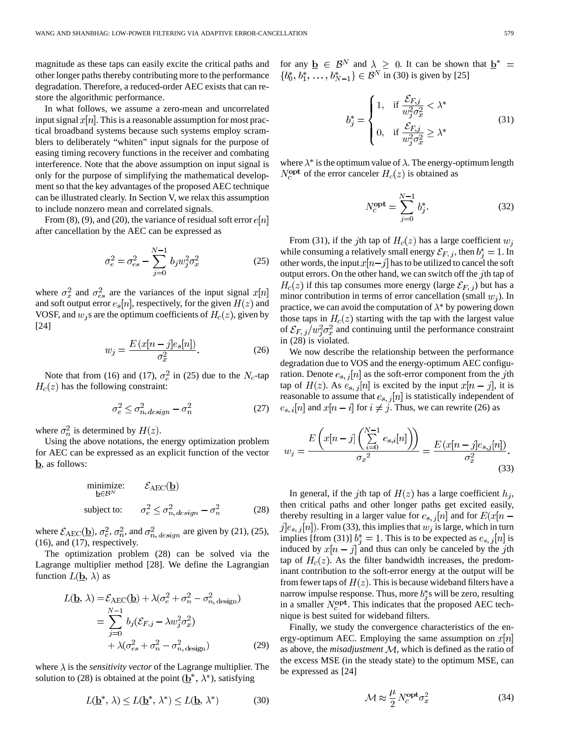magnitude as these taps can easily excite the critical paths and other longer paths thereby contributing more to the performance degradation. Therefore, a reduced-order AEC exists that can restore the algorithmic performance.

In what follows, we assume a zero-mean and uncorrelated input signal $x[n]$. This is a reasonable assumption for most practical broadband systems because such systems employ scramblers to deliberately "whiten" input signals for the purpose of easing timing recovery functions in the receiver and combating interference. Note that the above assumption on input signal is only for the purpose of simplifying the mathematical development so that the key advantages of the proposed AEC technique can be illustrated clearly. In Section V, we relax this assumption to include nonzero mean and correlated signals.

From (8), (9), and (20), the variance of residual soft error $e[n]$ after cancellation by the AEC can be expressed as

$$\sigma_e^2 = \sigma_{es}^2 - \sum_{j=0}^{N-1} b_j w_j^2 \sigma_x^2 \tag{25}$$

where $\sigma_x^2$ and $\sigma_{es}^2$ are the variances of the input signal $x[n]$ and soft output error $e_s[n]$, respectively, for the given $H(z)$ and VOSF, and $w_j$s are the optimum coefficients of $H_c(z)$, given by [24]

$$w_j = \frac{E\left(x[n-j]e_s[n]\right)}{\sigma_x^2}. \tag{26}$$

Note that from (16) and (17), $\sigma_e^2$ in (25) due to the $N_c$-tap $H_c(z)$ has the following constraint:

$$\sigma_e^2 \leq \sigma_{n,design}^2 - \sigma_n^2 \tag{27}$$

where $\sigma_n^2$ is determined by $H(z)$.

Using the above notations, the energy optimization problem for AEC can be expressed as an explicit function of the vector $\underline{\mathbf{b}}$, as follows:

$$\begin{aligned} &\underset{\underline{\mathbf{b}} \in \mathcal{B}^N}{\text{minimize:}} && \mathcal{E}_{\text{AEC}}(\underline{\mathbf{b}}) \\ &\text{subject to:} && \sigma_e^2 \leq \sigma_{n,design}^2 - \sigma_n^2 \end{aligned} \tag{28}$$

where $\mathcal{E}_{\text{AEC}}(\underline{\mathbf{b}})$, $\sigma_e^2$, $\sigma_n^2$, and $\sigma_{n,design}^2$ are given by (21), (25), (16), and (17), respectively.

The optimization problem (28) can be solved via the Lagrange multiplier method [28]. We define the Lagrangian function $L(\underline{\mathbf{b}}, \lambda)$ as

$$\begin{aligned} L(\underline{\mathbf{b}}, \lambda) &= \mathcal{E}_{\text{AEC}}(\underline{\mathbf{b}}) + \lambda(\sigma_e^2 + \sigma_n^2 - \sigma_{n,\text{design}}^2) \\ &= \sum_{j=0}^{N-1} b_j(\mathcal{E}_{F,j} - \lambda w_j^2 \sigma_x^2) \\ &\quad + \lambda(\sigma_{es}^2 + \sigma_n^2 - \sigma_{n,\text{design}}^2) \end{aligned} \tag{29}$$

where $\lambda$ is the *sensitivity vector* of the Lagrange multiplier. The solution to (28) is obtained at the point ($\underline{\mathbf{b}}^*$, $\lambda^*$), satisfying

$$L(\underline{\mathbf{b}}^*, \lambda) \leq L(\underline{\mathbf{b}}^*, \lambda^*) \leq L(\underline{\mathbf{b}}, \lambda^*) \tag{30}$$

for any $\underline{\mathbf{b}} \in \mathcal{B}^N$ and $\lambda \geq 0$. It can be shown that $\underline{\mathbf{b}}^* = \{b_0^*, b_1^*, \ldots, b_{N-1}^*\} \in \mathcal{B}^N$ in (30) is given by [25]

$$b_j^* = \begin{cases} 1, & \text{if } \dfrac{\mathcal{E}_{F,j}}{w_j^2 \sigma_x^2} < \lambda^* \\[2ex] 0, & \text{if } \dfrac{\mathcal{E}_{F,j}}{w_j^2 \sigma_x^2} \geq \lambda^* \end{cases} \tag{31}$$

where $\lambda^*$ is the optimum value of $\lambda$. The energy-optimum length $N_c^{\mathbf{opt}}$ of the error canceler $H_c(z)$ is obtained as

$$N_c^{\mathbf{opt}} = \sum_{j=0}^{N-1} b_j^*. \tag{32}$$

From (31), if the $j$th tap of $H_c(z)$ has a large coefficient $w_j$ while consuming a relatively small energy $\mathcal{E}_{F,j}$, then $b_j^* = 1$. In other words, the input $x[n-j]$ has to be utilized to cancel the soft output errors. On the other hand, we can switch off the $j$th tap of $H_c(z)$ if this tap consumes more energy (large $\mathcal{E}_{F,j}$) but has a minor contribution in terms of error cancellation (small $w_j$). In practice, we can avoid the computation of $\lambda^*$ by powering down those taps in $H_c(z)$ starting with the tap with the largest value of $\mathcal{E}_{F,j}/w_j^2\sigma_x^2$ and continuing until the performance constraint in (28) is violated.

We now describe the relationship between the performance degradation due to VOS and the energy-optimum AEC configuration. Denote $e_{s,j}[n]$ as the soft-error component from the $j$th tap of $H(z)$. As $e_{s,j}[n]$ is excited by the input $x[n-j]$, it is reasonable to assume that $e_{s,j}[n]$ is statistically independent of $e_{s,i}[n]$ and $x[n-i]$ for $i \neq j$. Thus, we can rewrite (26) as

$$w_j = \frac{E\left(x[n-j]\left(\sum\limits_{i=0}^{N-1} e_{s,i}[n]\right)\right)}{{\sigma_x}^2} = \frac{E\left(x[n-j]e_{s,j}[n]\right)}{\sigma_x^2}. \tag{33}$$

In general, if the $j$th tap of $H(z)$ has a large coefficient $h_j$, then critical paths and other longer paths get excited easily, thereby resulting in a larger value for $e_{s,j}[n]$ and for $E(x[n-j]e_{s,j}[n])$. From (33), this implies that $w_j$ is large, which in turn implies [from (31)] $b_j^* = 1$. This is to be expected as $e_{s,j}[n]$ is induced by $x[n-j]$ and thus can only be canceled by the $j$th tap of $H_c(z)$. As the filter bandwidth increases, the predominant contribution to the soft-error energy at the output will be from fewer taps of $H(z)$. This is because wideband filters have a narrow impulse response. Thus, more $b_j^*$s will be zero, resulting in a smaller $N_c^{\mathbf{opt}}$. This indicates that the proposed AEC technique is best suited for wideband filters.

Finally, we study the convergence characteristics of the energy-optimum AEC. Employing the same assumption on $x[n]$ as above, the *misadjustment* $\mathcal{M}$, which is defined as the ratio of the excess MSE (in the steady state) to the optimum MSE, can be expressed as [24]

$$\mathcal{M} \approx \frac{\mu}{2} N_c^{\mathbf{opt}} \sigma_x^2 \tag{34}$$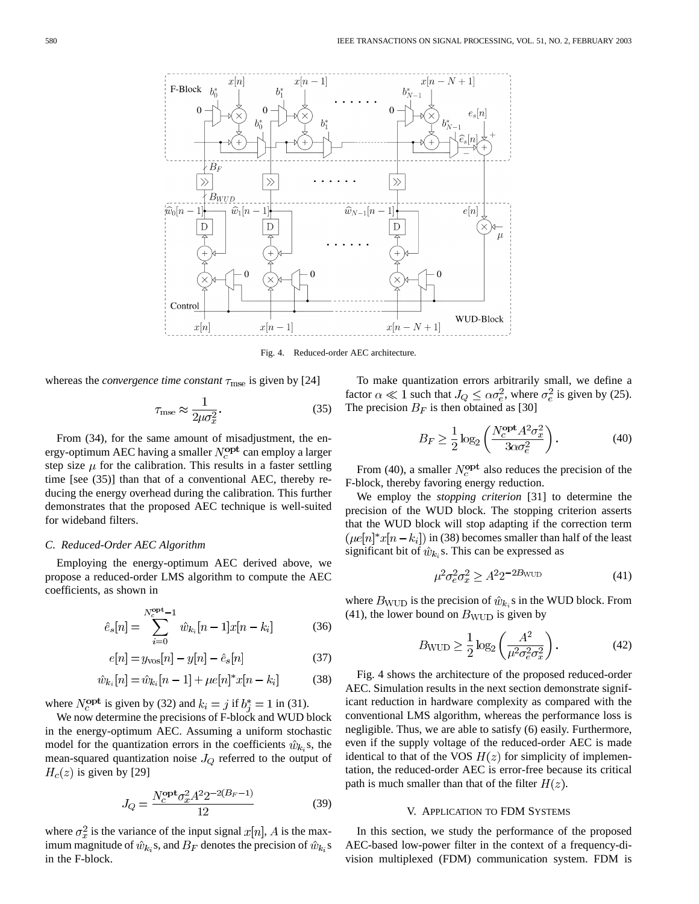Fig. 4. Reduced-order AEC architecture.

whereas the *convergence time constant* $\tau_{\text{mse}}$ is given by [24]

$$\tau_{\text{mse}} \approx \frac{1}{2\mu\sigma_x^2}. \tag{35}$$

From (34), for the same amount of misadjustment, the energy-optimum AEC having a smaller $N_c^{\text{opt}}$ can employ a larger step size $\mu$ for the calibration. This results in a faster settling time [see (35)] than that of a conventional AEC, thereby reducing the energy overhead during the calibration. This further demonstrates that the proposed AEC technique is well-suited for wideband filters.

### C. Reduced-Order AEC Algorithm

Employing the energy-optimum AEC derived above, we propose a reduced-order LMS algorithm to compute the AEC coefficients, as shown in

$$\hat{e}_s[n] = \sum_{i=0}^{N_c^{\text{opt}}-1} \hat{w}_{k_i}[n-1]x[n-k_i] \tag{36}$$

$$e[n] = y_{\text{vos}}[n] - y[n] - \hat{e}_s[n] \tag{37}$$

$$\hat{w}_{k_i}[n] = \hat{w}_{k_i}[n-1] + \mu e[n]^* x[n-k_i] \tag{38}$$

where $N_c^{\text{opt}}$ is given by (32) and $k_i = j$ if $b_j^* = 1$ in (31).

We now determine the precisions of F-block and WUD block in the energy-optimum AEC. Assuming a uniform stochastic model for the quantization errors in the coefficients $\hat{w}_{k_i}$s, the mean-squared quantization noise $J_Q$ referred to the output of $H_c(z)$ is given by [29]

$$J_Q = \frac{N_c^{\text{opt}}\sigma_x^2 A^2 2^{-2(B_F-1)}}{12} \tag{39}$$

where $\sigma_x^2$ is the variance of the input signal $x[n]$, $A$ is the maximum magnitude of $\hat{w}_{k_i}$s, and $B_F$ denotes the precision of $\hat{w}_{k_i}$s in the F-block.

To make quantization errors arbitrarily small, we define a factor $\alpha \ll 1$ such that $J_Q \leq \alpha\sigma_e^2$, where $\sigma_e^2$ is given by (25). The precision $B_F$ is then obtained as [30]

$$B_F \geq \frac{1}{2}\log_2\left(\frac{N_c^{\text{opt}}A^2\sigma_x^2}{3\alpha\sigma_e^2}\right). \tag{40}$$

From (40), a smaller $N_c^{\text{opt}}$ also reduces the precision of the F-block, thereby favoring energy reduction.

We employ the *stopping criterion* [31] to determine the precision of the WUD block. The stopping criterion asserts that the WUD block will stop adapting if the correction term $(\mu e[n]^* x[n-k_i])$ in (38) becomes smaller than half of the least significant bit of $\hat{w}_{k_i}$s. This can be expressed as

$$\mu^2\sigma_e^2\sigma_x^2 \geq A^2 2^{-2B_{\text{WUD}}} \tag{41}$$

where $B_{\text{WUD}}$ is the precision of $\hat{w}_{k_i}$s in the WUD block. From (41), the lower bound on $B_{\text{WUD}}$ is given by

$$B_{\text{WUD}} \geq \frac{1}{2}\log_2\left(\frac{A^2}{\mu^2\sigma_e^2\sigma_x^2}\right). \tag{42}$$

Fig. 4 shows the architecture of the proposed reduced-order AEC. Simulation results in the next section demonstrate significant reduction in hardware complexity as compared with the conventional LMS algorithm, whereas the performance loss is negligible. Thus, we are able to satisfy (6) easily. Furthermore, even if the supply voltage of the reduced-order AEC is made identical to that of the VOS $H(z)$ for simplicity of implementation, the reduced-order AEC is error-free because its critical path is much smaller than that of the filter $H(z)$.

## V. Application to FDM Systems

In this section, we study the performance of the proposed AEC-based low-power filter in the context of a frequency-division multiplexed (FDM) communication system. FDM is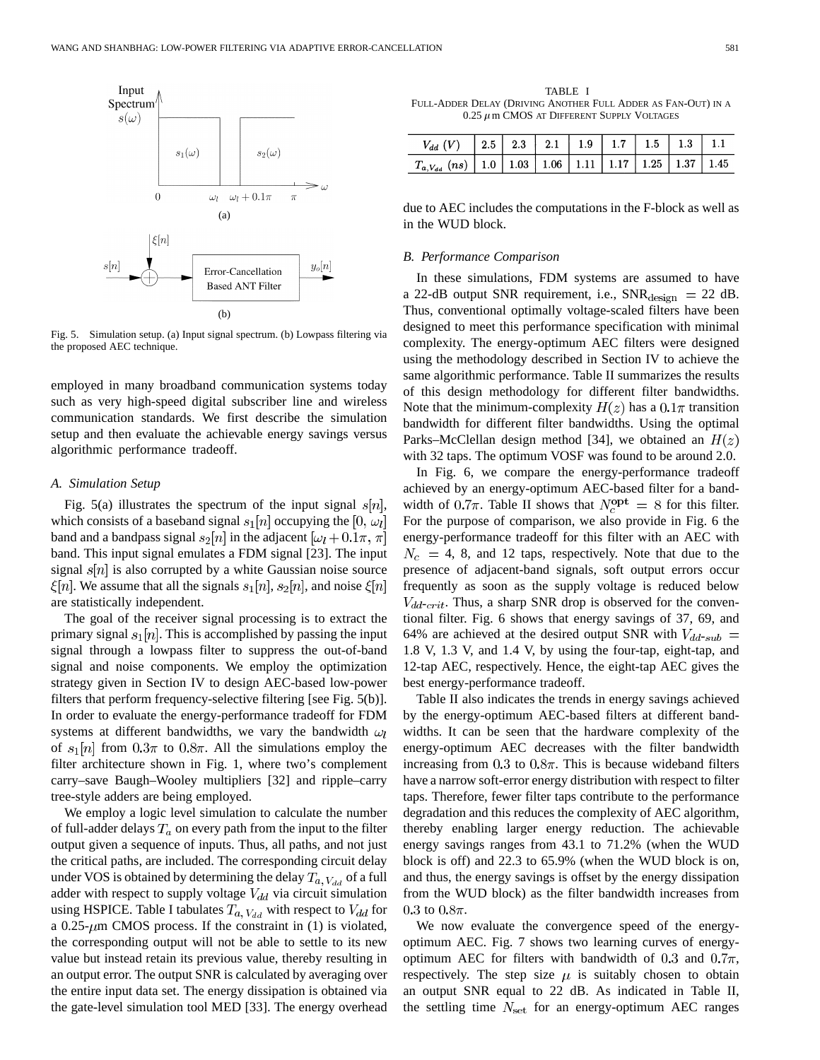Fig. 5. Simulation setup. (a) Input signal spectrum. (b) Lowpass filtering via the proposed AEC technique.

employed in many broadband communication systems today such as very high-speed digital subscriber line and wireless communication standards. We first describe the simulation setup and then evaluate the achievable energy savings versus algorithmic performance tradeoff.

### A. Simulation Setup

Fig. 5(a) illustrates the spectrum of the input signal $s[n]$, which consists of a baseband signal $s_1[n]$ occupying the $[0, \omega_l]$ band and a bandpass signal $s_2[n]$ in the adjacent $[\omega_l + 0.1\pi, \pi]$ band. This input signal emulates a FDM signal [23]. The input signal $s[n]$ is also corrupted by a white Gaussian noise source $\xi[n]$. We assume that all the signals $s_1[n]$, $s_2[n]$, and noise $\xi[n]$ are statistically independent.

The goal of the receiver signal processing is to extract the primary signal $s_1[n]$. This is accomplished by passing the input signal through a lowpass filter to suppress the out-of-band signal and noise components. We employ the optimization strategy given in Section IV to design AEC-based low-power filters that perform frequency-selective filtering [see Fig. 5(b)]. In order to evaluate the energy-performance tradeoff for FDM systems at different bandwidths, we vary the bandwidth $\omega_l$ of $s_1[n]$ from $0.3\pi$ to $0.8\pi$. All the simulations employ the filter architecture shown in Fig. 1, where two's complement carry–save Baugh–Wooley multipliers [32] and ripple–carry tree-style adders are being employed.

We employ a logic level simulation to calculate the number of full-adder delays $T_a$ on every path from the input to the filter output given a sequence of inputs. Thus, all paths, and not just the critical paths, are included. The corresponding circuit delay under VOS is obtained by determining the delay $T_{a,V_{dd}}$ of a full adder with respect to supply voltage $V_{dd}$ via circuit simulation using HSPICE. Table I tabulates $T_{a,V_{dd}}$ with respect to $V_{dd}$ for a 0.25-$\mu$m CMOS process. If the constraint in (1) is violated, the corresponding output will not be able to settle to its new value but instead retain its previous value, thereby resulting in an output error. The output SNR is calculated by averaging over the entire input data set. The energy dissipation is obtained via the gate-level simulation tool MED [33]. The energy overhead due to AEC includes the computations in the F-block as well as in the WUD block.

TABLE I
FULL-ADDER DELAY (DRIVING ANOTHER FULL ADDER AS FAN-OUT) IN A 0.25 $\mu$m CMOS AT DIFFERENT SUPPLY VOLTAGES

| $V_{dd}$ $(V)$ | 2.5 | 2.3 | 2.1 | 1.9 | 1.7 | 1.5 | 1.3 | 1.1 |
|---|---|---|---|---|---|---|---|---|
| $T_{a,V_{dd}}$ $(ns)$ | 1.0 | 1.03 | 1.06 | 1.11 | 1.17 | 1.25 | 1.37 | 1.45 |

### B. Performance Comparison

In these simulations, FDM systems are assumed to have a 22-dB output SNR requirement, i.e., $\text{SNR}_{\text{design}} = 22$ dB. Thus, conventional optimally voltage-scaled filters have been designed to meet this performance specification with minimal complexity. The energy-optimum AEC filters were designed using the methodology described in Section IV to achieve the same algorithmic performance. Table II summarizes the results of this design methodology for different filter bandwidths. Note that the minimum-complexity $H(z)$ has a $0.1\pi$ transition bandwidth for different filter bandwidths. Using the optimal Parks–McClellan design method [34], we obtained an $H(z)$ with 32 taps. The optimum VOSF was found to be around 2.0.

In Fig. 6, we compare the energy-performance tradeoff achieved by an energy-optimum AEC-based filter for a bandwidth of $0.7\pi$. Table II shows that $N_c^{\text{opt}} = 8$ for this filter. For the purpose of comparison, we also provide in Fig. 6 the energy-performance tradeoff for this filter with an AEC with $N_c = 4$, 8, and 12 taps, respectively. Note that due to the presence of adjacent-band signals, soft output errors occur frequently as soon as the supply voltage is reduced below $V_{dd\text{-}crit}$. Thus, a sharp SNR drop is observed for the conventional filter. Fig. 6 shows that energy savings of 37, 69, and 64% are achieved at the desired output SNR with $V_{dd\text{-}sub} =$ 1.8 V, 1.3 V, and 1.4 V, by using the four-tap, eight-tap, and 12-tap AEC, respectively. Hence, the eight-tap AEC gives the best energy-performance tradeoff.

Table II also indicates the trends in energy savings achieved by the energy-optimum AEC-based filters at different bandwidths. It can be seen that the hardware complexity of the energy-optimum AEC decreases with the filter bandwidth increasing from $0.3$ to $0.8\pi$. This is because wideband filters have a narrow soft-error energy distribution with respect to filter taps. Therefore, fewer filter taps contribute to the performance degradation and this reduces the complexity of AEC algorithm, thereby enabling larger energy reduction. The achievable energy savings ranges from 43.1 to 71.2% (when the WUD block is off) and 22.3 to 65.9% (when the WUD block is on, and thus, the energy savings is offset by the energy dissipation from the WUD block) as the filter bandwidth increases from $0.3$ to $0.8\pi$.

We now evaluate the convergence speed of the energy-optimum AEC. Fig. 7 shows two learning curves of energy-optimum AEC for filters with bandwidth of $0.3$ and $0.7\pi$, respectively. The step size $\mu$ is suitably chosen to obtain an output SNR equal to 22 dB. As indicated in Table II, the settling time $N_{\text{set}}$ for an energy-optimum AEC ranges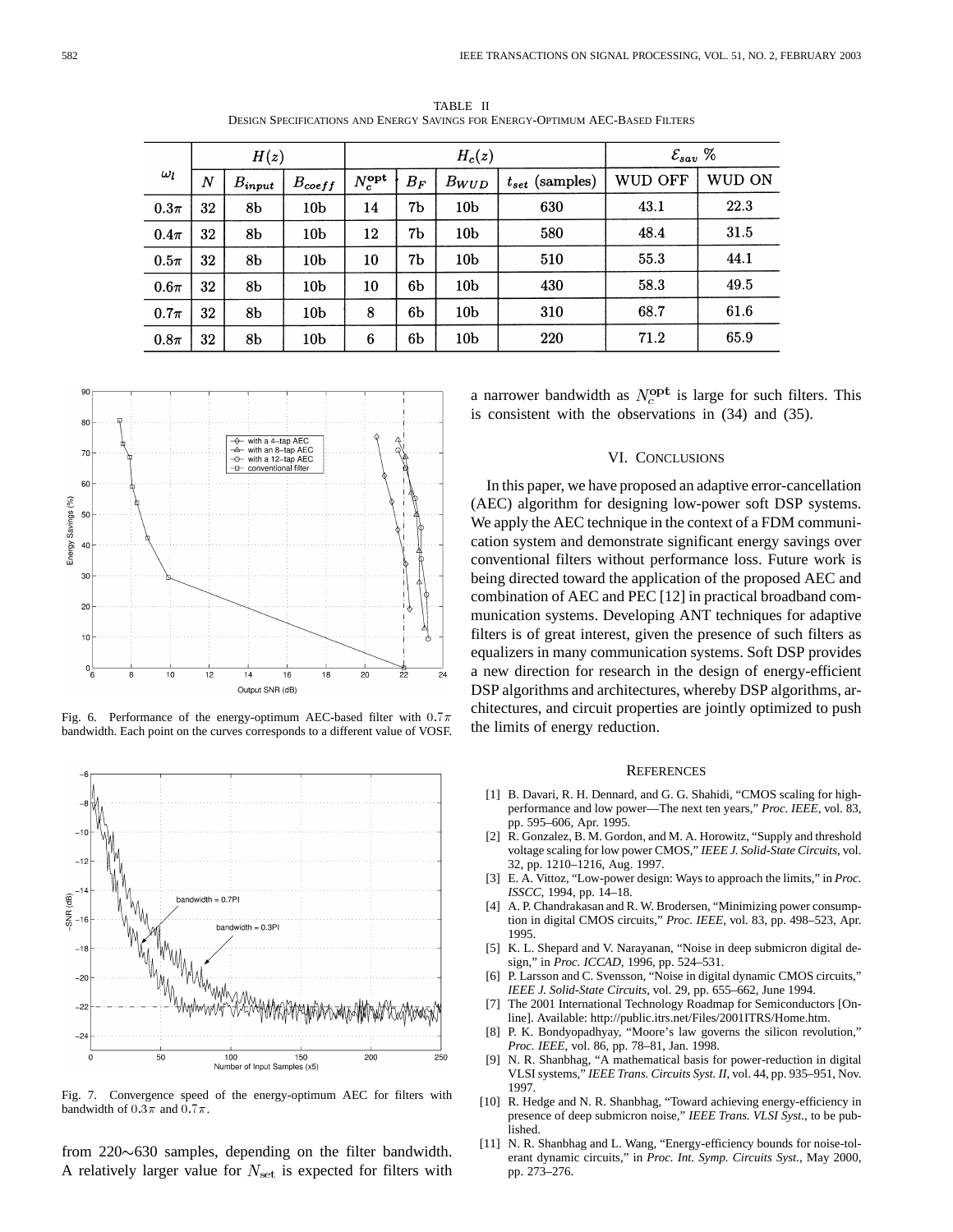TABLE II
DESIGN SPECIFICATIONS AND ENERGY SAVINGS FOR ENERGY-OPTIMUM AEC-BASED FILTERS

| $\omega_l$ | $H(z)$ | | | $H_c(z)$ | | | | $\mathcal{E}_{sav}$ % | |
|---|---|---|---|---|---|---|---|---|---|
| | $N$ | $B_{input}$ | $B_{coeff}$ | $N_c^{\mathbf{opt}}$ | $B_F$ | $B_{WUD}$ | $t_{set}$ (samples) | WUD OFF | WUD ON |
| $0.3\pi$ | 32 | 8b | 10b | 14 | 7b | 10b | 630 | 43.1 | 22.3 |
| $0.4\pi$ | 32 | 8b | 10b | 12 | 7b | 10b | 580 | 48.4 | 31.5 |
| $0.5\pi$ | 32 | 8b | 10b | 10 | 7b | 10b | 510 | 55.3 | 44.1 |
| $0.6\pi$ | 32 | 8b | 10b | 10 | 6b | 10b | 430 | 58.3 | 49.5 |
| $0.7\pi$ | 32 | 8b | 10b | 8 | 6b | 10b | 310 | 68.7 | 61.6 |
| $0.8\pi$ | 32 | 8b | 10b | 6 | 6b | 10b | 220 | 71.2 | 65.9 |

Fig. 6. Performance of the energy-optimum AEC-based filter with $0.7\pi$ bandwidth. Each point on the curves corresponds to a different value of VOSF.

Fig. 7. Convergence speed of the energy-optimum AEC for filters with bandwidth of $0.3\pi$ and $0.7\pi$.

from 220∼630 samples, depending on the filter bandwidth. A relatively larger value for $N_{\text{set}}$ is expected for filters with a narrower bandwidth as $N_c^{\mathbf{opt}}$ is large for such filters. This is consistent with the observations in (34) and (35).

## VI. CONCLUSIONS

In this paper, we have proposed an adaptive error-cancellation (AEC) algorithm for designing low-power soft DSP systems. We apply the AEC technique in the context of a FDM communication system and demonstrate significant energy savings over conventional filters without performance loss. Future work is being directed toward the application of the proposed AEC and combination of AEC and PEC [12] in practical broadband communication systems. Developing ANT techniques for adaptive filters is of great interest, given the presence of such filters as equalizers in many communication systems. Soft DSP provides a new direction for research in the design of energy-efficient DSP algorithms and architectures, whereby DSP algorithms, architectures, and circuit properties are jointly optimized to push the limits of energy reduction.

## REFERENCES

[1] B. Davari, R. H. Dennard, and G. G. Shahidi, "CMOS scaling for high-performance and low power—The next ten years," *Proc. IEEE*, vol. 83, pp. 595–606, Apr. 1995.

[2] R. Gonzalez, B. M. Gordon, and M. A. Horowitz, "Supply and threshold voltage scaling for low power CMOS," *IEEE J. Solid-State Circuits*, vol. 32, pp. 1210–1216, Aug. 1997.

[3] E. A. Vittoz, "Low-power design: Ways to approach the limits," in *Proc. ISSCC*, 1994, pp. 14–18.

[4] A. P. Chandrakasan and R. W. Brodersen, "Minimizing power consumption in digital CMOS circuits," *Proc. IEEE*, vol. 83, pp. 498–523, Apr. 1995.

[5] K. L. Shepard and V. Narayanan, "Noise in deep submicron digital design," in *Proc. ICCAD*, 1996, pp. 524–531.

[6] P. Larsson and C. Svensson, "Noise in digital dynamic CMOS circuits," *IEEE J. Solid-State Circuits*, vol. 29, pp. 655–662, June 1994.

[7] The 2001 International Technology Roadmap for Semiconductors [Online]. Available: http://public.itrs.net/Files/2001ITRS/Home.htm.

[8] P. K. Bondyopadhyay, "Moore's law governs the silicon revolution," *Proc. IEEE*, vol. 86, pp. 78–81, Jan. 1998.

[9] N. R. Shanbhag, "A mathematical basis for power-reduction in digital VLSI systems," *IEEE Trans. Circuits Syst. II*, vol. 44, pp. 935–951, Nov. 1997.

[10] R. Hedge and N. R. Shanbhag, "Toward achieving energy-efficiency in presence of deep submicron noise," *IEEE Trans. VLSI Syst.*, to be published.

[11] N. R. Shanbhag and L. Wang, "Energy-efficiency bounds for noise-tolerant dynamic circuits," in *Proc. Int. Symp. Circuits Syst.*, May 2000, pp. 273–276.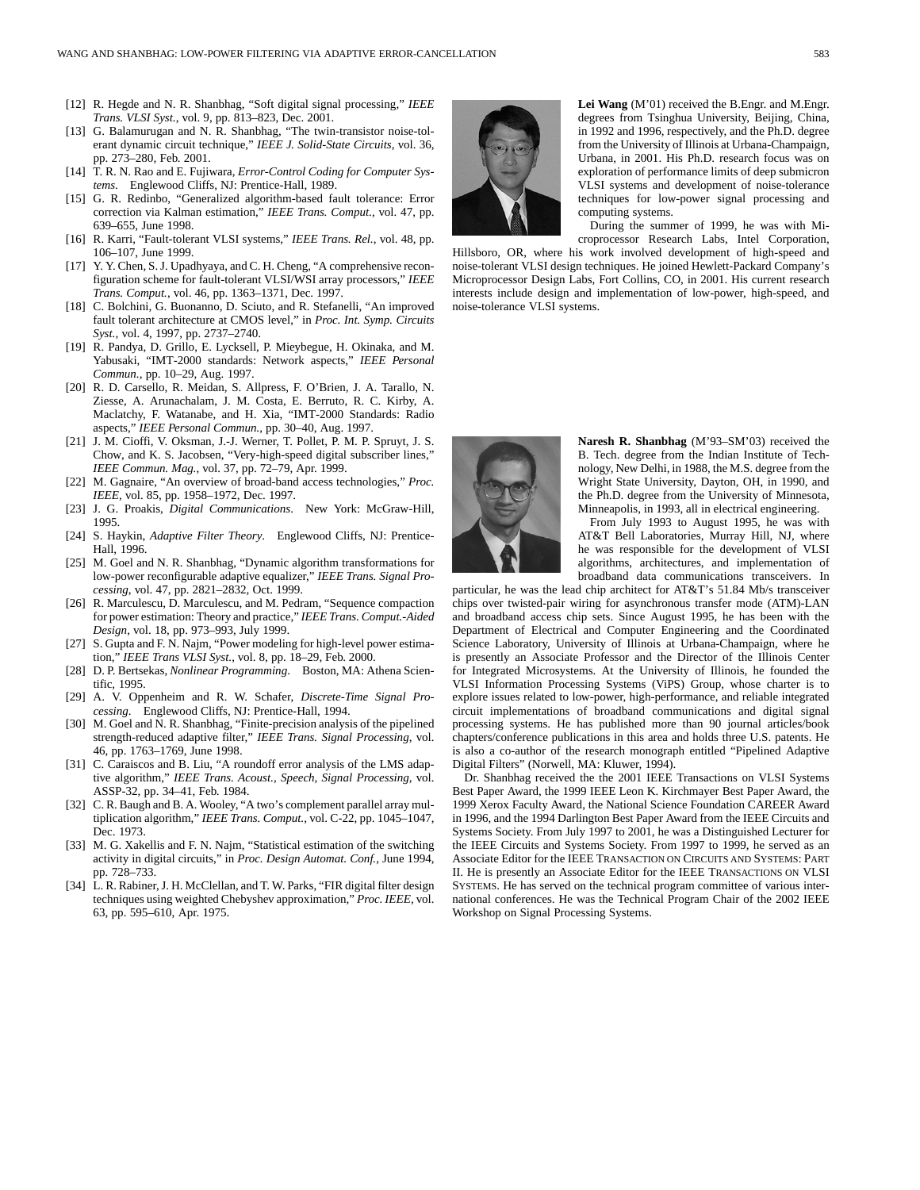[12] R. Hegde and N. R. Shanbhag, "Soft digital signal processing," *IEEE Trans. VLSI Syst.*, vol. 9, pp. 813–823, Dec. 2001.

[13] G. Balamurugan and N. R. Shanbhag, "The twin-transistor noise-tolerant dynamic circuit technique," *IEEE J. Solid-State Circuits*, vol. 36, pp. 273–280, Feb. 2001.

[14] T. R. N. Rao and E. Fujiwara, *Error-Control Coding for Computer Systems*. Englewood Cliffs, NJ: Prentice-Hall, 1989.

[15] G. R. Redinbo, "Generalized algorithm-based fault tolerance: Error correction via Kalman estimation," *IEEE Trans. Comput.*, vol. 47, pp. 639–655, June 1998.

[16] R. Karri, "Fault-tolerant VLSI systems," *IEEE Trans. Rel.*, vol. 48, pp. 106–107, June 1999.

[17] Y. Y. Chen, S. J. Upadhyaya, and C. H. Cheng, "A comprehensive reconfiguration scheme for fault-tolerant VLSI/WSI array processors," *IEEE Trans. Comput.*, vol. 46, pp. 1363–1371, Dec. 1997.

[18] C. Bolchini, G. Buonanno, D. Sciuto, and R. Stefanelli, "An improved fault tolerant architecture at CMOS level," in *Proc. Int. Symp. Circuits Syst.*, vol. 4, 1997, pp. 2737–2740.

[19] R. Pandya, D. Grillo, E. Lycksell, P. Mieybegue, H. Okinaka, and M. Yabusaki, "IMT-2000 standards: Network aspects," *IEEE Personal Commun.*, pp. 10–29, Aug. 1997.

[20] R. D. Carsello, R. Meidan, S. Allpress, F. O'Brien, J. A. Tarallo, N. Ziesse, A. Arunachalam, J. M. Costa, E. Berruto, R. C. Kirby, A. Maclatchy, F. Watanabe, and H. Xia, "IMT-2000 Standards: Radio aspects," *IEEE Personal Commun.*, pp. 30–40, Aug. 1997.

[21] J. M. Cioffi, V. Oksman, J.-J. Werner, T. Pollet, P. M. P. Spruyt, J. S. Chow, and K. S. Jacobsen, "Very-high-speed digital subscriber lines," *IEEE Commun. Mag.*, vol. 37, pp. 72–79, Apr. 1999.

[22] M. Gagnaire, "An overview of broad-band access technologies," *Proc. IEEE*, vol. 85, pp. 1958–1972, Dec. 1997.

[23] J. G. Proakis, *Digital Communications*. New York: McGraw-Hill, 1995.

[24] S. Haykin, *Adaptive Filter Theory*. Englewood Cliffs, NJ: Prentice-Hall, 1996.

[25] M. Goel and N. R. Shanbhag, "Dynamic algorithm transformations for low-power reconfigurable adaptive equalizer," *IEEE Trans. Signal Processing*, vol. 47, pp. 2821–2832, Oct. 1999.

[26] R. Marculescu, D. Marculescu, and M. Pedram, "Sequence compaction for power estimation: Theory and practice," *IEEE Trans. Comput.-Aided Design*, vol. 18, pp. 973–993, July 1999.

[27] S. Gupta and F. N. Najm, "Power modeling for high-level power estimation," *IEEE Trans VLSI Syst.*, vol. 8, pp. 18–29, Feb. 2000.

[28] D. P. Bertsekas, *Nonlinear Programming*. Boston, MA: Athena Scientific, 1995.

[29] A. V. Oppenheim and R. W. Schafer, *Discrete-Time Signal Processing*. Englewood Cliffs, NJ: Prentice-Hall, 1994.

[30] M. Goel and N. R. Shanbhag, "Finite-precision analysis of the pipelined strength-reduced adaptive filter," *IEEE Trans. Signal Processing*, vol. 46, pp. 1763–1769, June 1998.

[31] C. Caraiscos and B. Liu, "A roundoff error analysis of the LMS adaptive algorithm," *IEEE Trans. Acoust., Speech, Signal Processing*, vol. ASSP-32, pp. 34–41, Feb. 1984.

[32] C. R. Baugh and B. A. Wooley, "A two's complement parallel array multiplication algorithm," *IEEE Trans. Comput.*, vol. C-22, pp. 1045–1047, Dec. 1973.

[33] M. G. Xakellis and F. N. Najm, "Statistical estimation of the switching activity in digital circuits," in *Proc. Design Automat. Conf.*, June 1994, pp. 728–733.

[34] L. R. Rabiner, J. H. McClellan, and T. W. Parks, "FIR digital filter design techniques using weighted Chebyshev approximation," *Proc. IEEE*, vol. 63, pp. 595–610, Apr. 1975.

**Lei Wang** (M'01) received the B.Engr. and M.Engr. degrees from Tsinghua University, Beijing, China, in 1992 and 1996, respectively, and the Ph.D. degree from the University of Illinois at Urbana-Champaign, Urbana, in 2001. His Ph.D. research focus was on exploration of performance limits of deep submicron VLSI systems and development of noise-tolerance techniques for low-power signal processing and computing systems.

During the summer of 1999, he was with Microprocessor Research Labs, Intel Corporation, Hillsboro, OR, where his work involved development of high-speed and noise-tolerant VLSI design techniques. He joined Hewlett-Packard Company's Microprocessor Design Labs, Fort Collins, CO, in 2001. His current research interests include design and implementation of low-power, high-speed, and noise-tolerance VLSI systems.

**Naresh R. Shanbhag** (M'93–SM'03) received the B. Tech. degree from the Indian Institute of Technology, New Delhi, in 1988, the M.S. degree from the Wright State University, Dayton, OH, in 1990, and the Ph.D. degree from the University of Minnesota, Minneapolis, in 1993, all in electrical engineering.

From July 1993 to August 1995, he was with AT&T Bell Laboratories, Murray Hill, NJ, where he was responsible for the development of VLSI algorithms, architectures, and implementation of broadband data communications transceivers. In particular, he was the lead chip architect for AT&T's 51.84 Mb/s transceiver chips over twisted-pair wiring for asynchronous transfer mode (ATM)-LAN and broadband access chip sets. Since August 1995, he has been with the Department of Electrical and Computer Engineering and the Coordinated Science Laboratory, University of Illinois at Urbana-Champaign, where he is presently an Associate Professor and the Director of the Illinois Center for Integrated Microsystems. At the University of Illinois, he founded the VLSI Information Processing Systems (ViPS) Group, whose charter is to explore issues related to low-power, high-performance, and reliable integrated circuit implementations of broadband communications and digital signal processing systems. He has published more than 90 journal articles/book chapters/conference publications in this area and holds three U.S. patents. He is also a co-author of the research monograph entitled "Pipelined Adaptive Digital Filters" (Norwell, MA: Kluwer, 1994).

Dr. Shanbhag received the 2001 IEEE Transactions on VLSI Systems Best Paper Award, the 1999 IEEE Leon K. Kirchmayer Best Paper Award, the 1999 Xerox Faculty Award, the National Science Foundation CAREER Award in 1996, and the 1994 Darlington Best Paper Award from the IEEE Circuits and Systems Society. From July 1997 to 2001, he was a Distinguished Lecturer for the IEEE Circuits and Systems Society. From 1997 to 1999, he served as an Associate Editor for the IEEE TRANSACTION ON CIRCUITS AND SYSTEMS: PART II. He is presently an Associate Editor for the IEEE TRANSACTIONS ON VLSI SYSTEMS. He has served on the technical program committee of various international conferences. He was the Technical Program Chair of the 2002 IEEE Workshop on Signal Processing Systems.